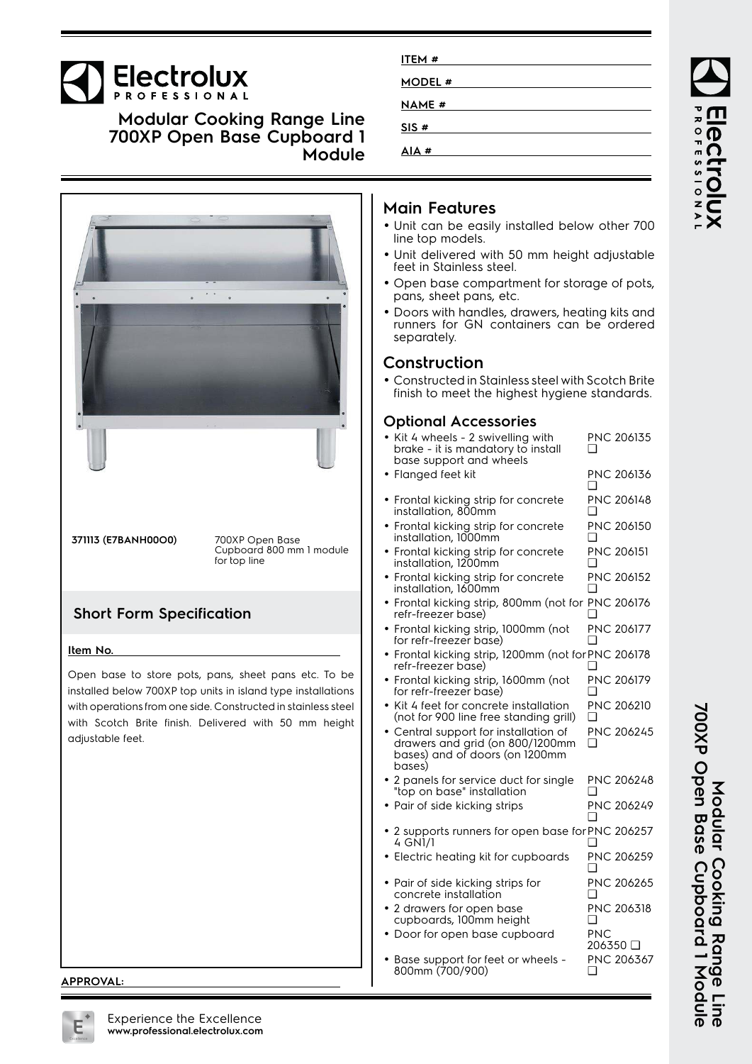# Electrolux PROFESSIONAL

## Modular Cooking Range Line 700XP Open Base Cupboard 1 Module

ITEM #

MODEL #

NAME #

SIS #

AIA #

**371113 (E7BANH00O0)** 700XP Open Base Cupboard 800 mm 1 module for top line

## Short Form Specification

**Item No.**

Open base to store pots, pans, sheet pans etc. To be installed below 700XP top units in island type installations with operations from one side. Constructed in stainless steel with Scotch Brite finish. Delivered with 50 mm height adjustable feet.

## Main Features

- Unit can be easily installed below other 700 line top models.
- Unit delivered with 50 mm height adjustable feet in Stainless steel.
- Open base compartment for storage of pots, pans, sheet pans, etc.
- Doors with handles, drawers, heating kits and runners for GN containers can be ordered separately.

## Construction

- Constructed in Stainless steel with Scotch Brite finish to meet the highest hygiene standards.

## Optional Accessories

- Kit 4 wheels - 2 swivelling with brake - it is mandatory to install base support and wheels — PNC 206135 ❑
- Flanged feet kit — PNC 206136 ❑
- Frontal kicking strip for concrete installation, 800mm — PNC 206148 ❑
- Frontal kicking strip for concrete installation, 1000mm — PNC 206150 ❑
- Frontal kicking strip for concrete installation, 1200mm — PNC 206151 ❑
- Frontal kicking strip for concrete installation, 1600mm — PNC 206152 ❑
- Frontal kicking strip, 800mm (not for refr-freezer base) — PNC 206176 ❑
- Frontal kicking strip, 1000mm (not for refr-freezer base) — PNC 206177 ❑
- Frontal kicking strip, 1200mm (not for refr-freezer base) — PNC 206178 ❑
- Frontal kicking strip, 1600mm (not for refr-freezer base) — PNC 206179 ❑
- Kit 4 feet for concrete installation (not for 900 line free standing grill) — PNC 206210 ❑
- Central support for installation of drawers and grid (on 800/1200mm bases) and of doors (on 1200mm bases) — PNC 206245 ❑
- 2 panels for service duct for single "top on base" installation — PNC 206248 ❑
- Pair of side kicking strips — PNC 206249 ❑
- 2 supports runners for open base for 4 GN1/1 — PNC 206257 ❑
- Electric heating kit for cupboards — PNC 206259 ❑
- Pair of side kicking strips for concrete installation — PNC 206265 ❑
- 2 drawers for open base cupboards, 100mm height — PNC 206318 ❑
- Door for open base cupboard — PNC 206350 ❑
- Base support for feet or wheels - 800mm (700/900) — PNC 206367 ❑

APPROVAL:

Experience the Excellence
www.professional.electrolux.com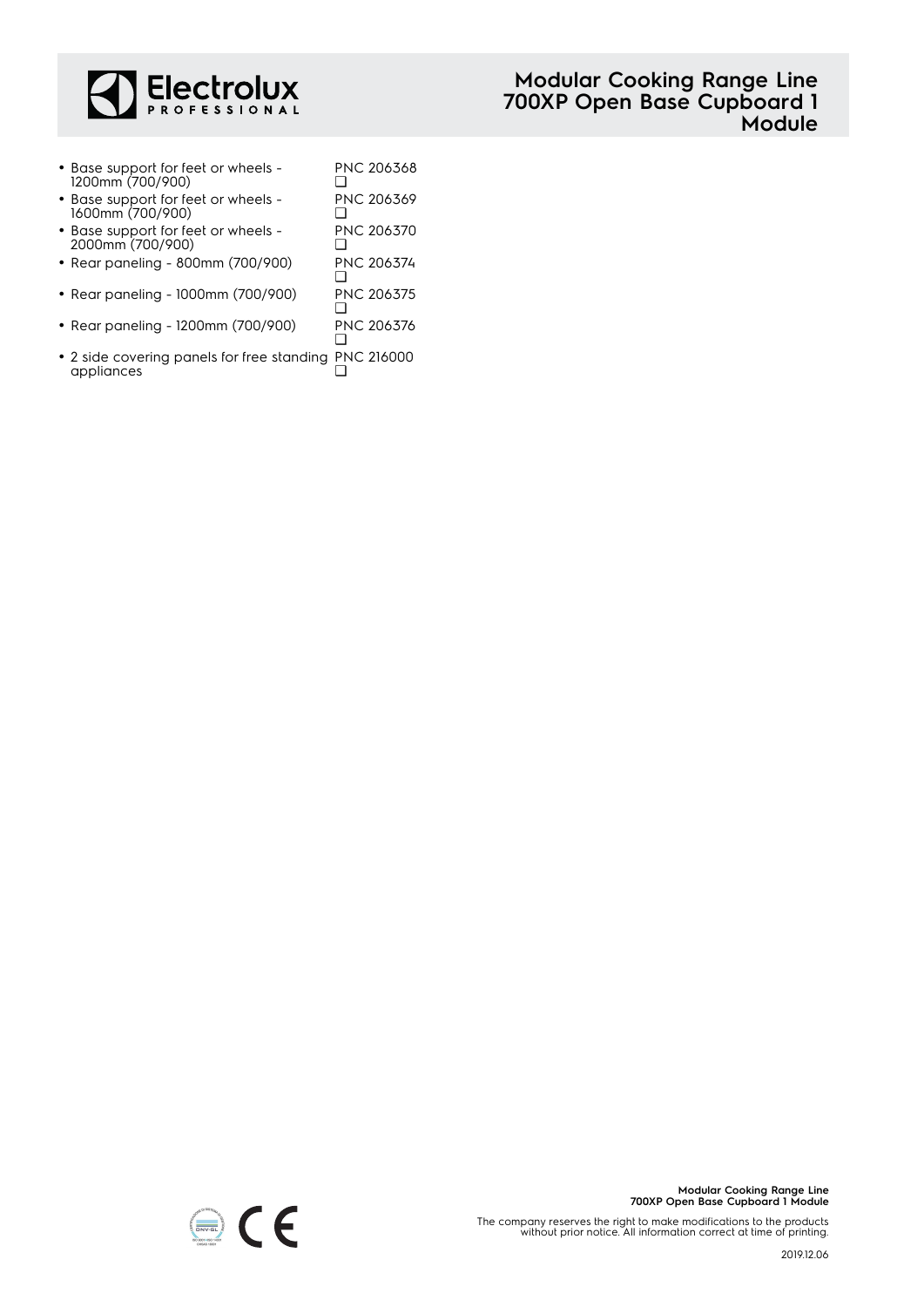- Base support for feet or wheels - 1200mm (700/900) PNC 206368 ❑
- Base support for feet or wheels - 1600mm (700/900) PNC 206369 ❑
- Base support for feet or wheels - 2000mm (700/900) PNC 206370 ❑
- Rear paneling - 800mm (700/900) PNC 206374 ❑
- Rear paneling - 1000mm (700/900) PNC 206375 ❑
- Rear paneling - 1200mm (700/900) PNC 206376 ❑
- 2 side covering panels for free standing appliances PNC 216000 ❑

The company reserves the right to make modifications to the products without prior notice. All information correct at time of printing.

2019.12.06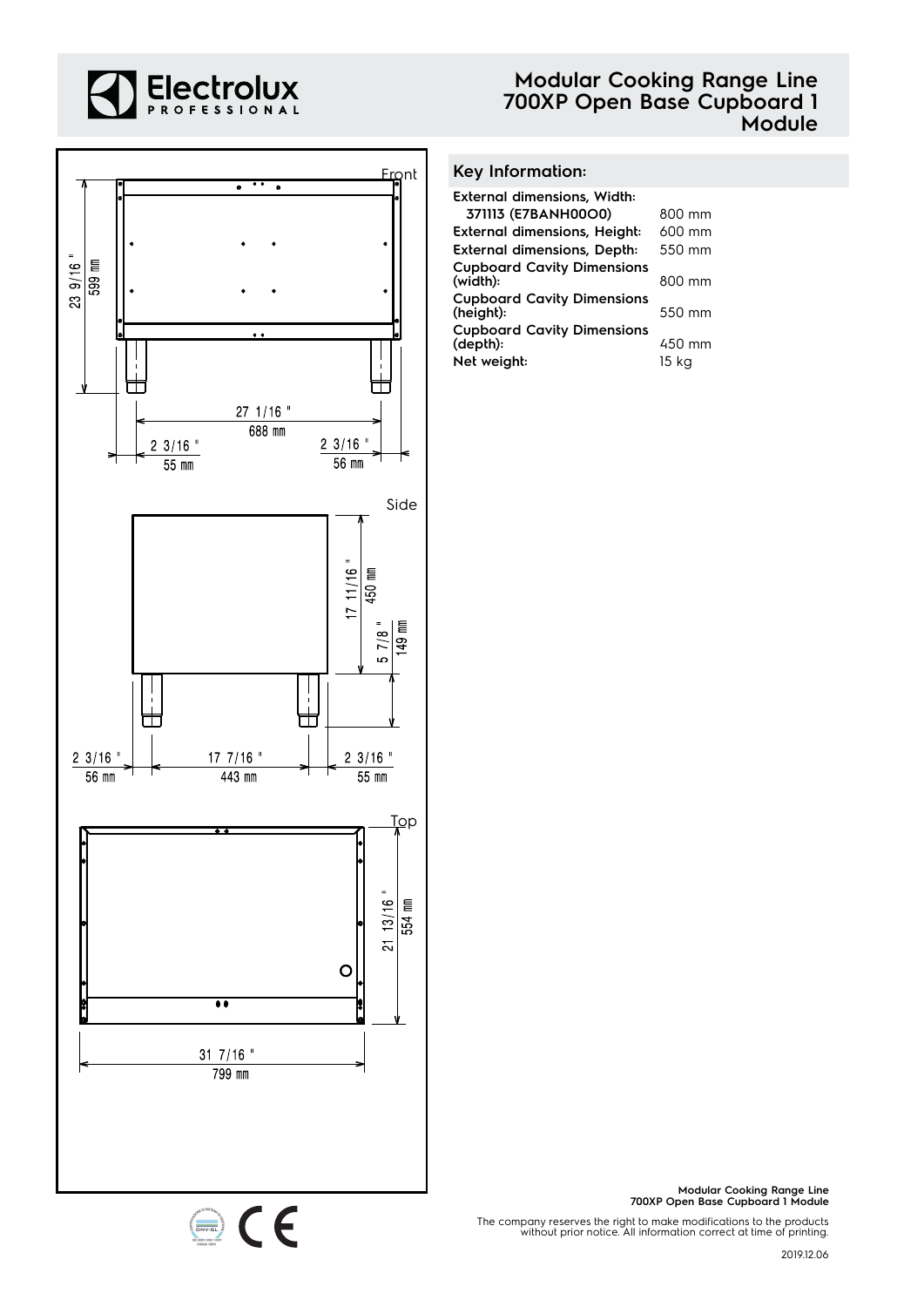# Modular Cooking Range Line 700XP Open Base Cupboard 1 Module

Front

23 9/16 "
599 mm

27 1/16 "
688 mm

2 3/16 "
55 mm

2 3/16 "
56 mm

Side

17 11/16 "
450 mm

5 7/8 "
149 mm

2 3/16 "
56 mm

17 7/16 "
443 mm

2 3/16 "
55 mm

Top

21 13/16 "
554 mm

31 7/16 "
799 mm

## Key Information:

| | |
|---|---|
| **External dimensions, Width: 371113 (E7BANH00O0)** | 800 mm |
| **External dimensions, Height:** | 600 mm |
| **External dimensions, Depth:** | 550 mm |
| **Cupboard Cavity Dimensions (width):** | 800 mm |
| **Cupboard Cavity Dimensions (height):** | 550 mm |
| **Cupboard Cavity Dimensions (depth):** | 450 mm |
| **Net weight:** | 15 kg |

**Modular Cooking Range Line 700XP Open Base Cupboard 1 Module**

The company reserves the right to make modifications to the products without prior notice. All information correct at time of printing.

2019.12.06